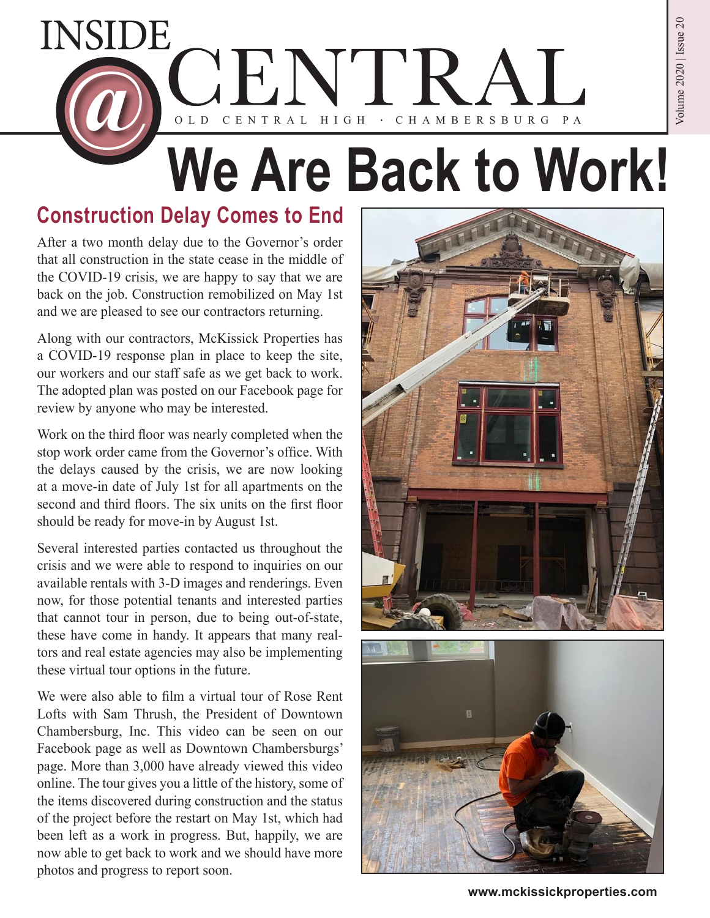# INSIDE @ CENTRAL

OLD CENTRAL HIGH · CHAMBERSBURG PA

# We Are Back to Work!

## Construction Delay Comes to End

After a two month delay due to the Governor's order that all construction in the state cease in the middle of the COVID-19 crisis, we are happy to say that we are back on the job. Construction remobilized on May 1st and we are pleased to see our contractors returning.

Along with our contractors, McKissick Properties has a COVID-19 response plan in place to keep the site, our workers and our staff safe as we get back to work. The adopted plan was posted on our Facebook page for review by anyone who may be interested.

Work on the third floor was nearly completed when the stop work order came from the Governor's office. With the delays caused by the crisis, we are now looking at a move-in date of July 1st for all apartments on the second and third floors. The six units on the first floor should be ready for move-in by August 1st.

Several interested parties contacted us throughout the crisis and we were able to respond to inquiries on our available rentals with 3-D images and renderings. Even now, for those potential tenants and interested parties that cannot tour in person, due to being out-of-state, these have come in handy. It appears that many realtors and real estate agencies may also be implementing these virtual tour options in the future.

We were also able to film a virtual tour of Rose Rent Lofts with Sam Thrush, the President of Downtown Chambersburg, Inc. This video can be seen on our Facebook page as well as Downtown Chambersburgs' page. More than 3,000 have already viewed this video online. The tour gives you a little of the history, some of the items discovered during construction and the status of the project before the restart on May 1st, which had been left as a work in progress. But, happily, we are now able to get back to work and we should have more photos and progress to report soon.

www.mckissickproperties.com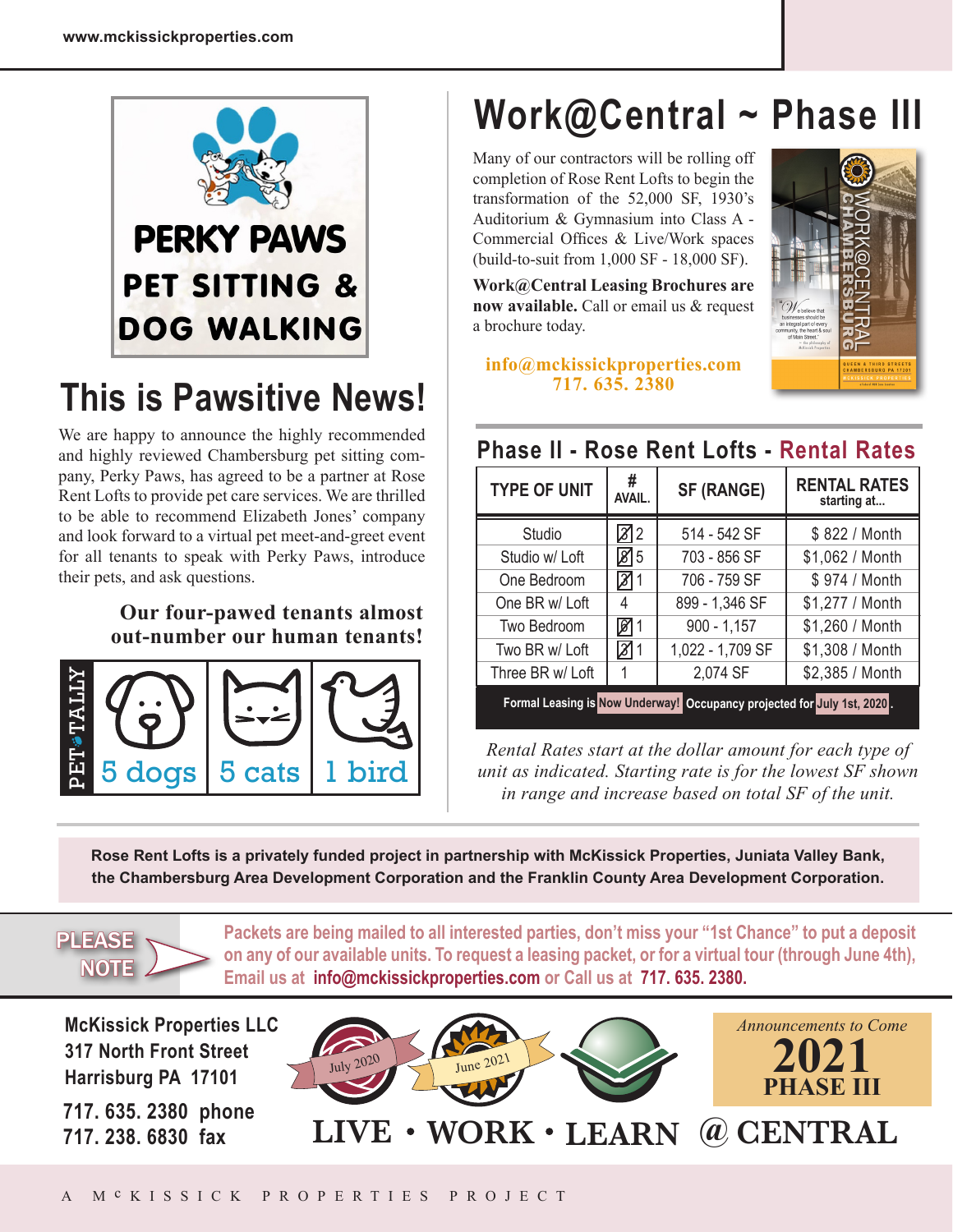PERKY PAWS
PET SITTING & DOG WALKING

## This is Pawsitive News!

We are happy to announce the highly recommended and highly reviewed Chambersburg pet sitting company, Perky Paws, has agreed to be a partner at Rose Rent Lofts to provide pet care services. We are thrilled to be able to recommend Elizabeth Jones' company and look forward to a virtual pet meet-and-greet event for all tenants to speak with Perky Paws, introduce their pets, and ask questions.

**Our four-pawed tenants almost out-number our human tenants!**

PET TALLY
5 dogs
5 cats
1 bird

# Work@Central ~ Phase III

Many of our contractors will be rolling off completion of Rose Rent Lofts to begin the transformation of the 52,000 SF, 1930's Auditorium & Gymnasium into Class A - Commercial Offices & Live/Work spaces (build-to-suit from 1,000 SF - 18,000 SF).

**Work@Central Leasing Brochures are now available.** Call or email us & request a brochure today.

**info@mckissickproperties.com**
**717. 635. 2380**

## Phase II - Rose Rent Lofts - Rental Rates

| TYPE OF UNIT | # AVAIL. | SF (RANGE) | RENTAL RATES starting at... |
|---|---|---|---|
| Studio | ~~3~~ 2 | 514 - 542 SF | $ 822 / Month |
| Studio w/ Loft | ~~8~~ 5 | 703 - 856 SF | $1,062 / Month |
| One Bedroom | ~~3~~ 1 | 706 - 759 SF | $ 974 / Month |
| One BR w/ Loft | 4 | 899 - 1,346 SF | $1,277 / Month |
| Two Bedroom | ~~6~~ 1 | 900 - 1,157 | $1,260 / Month |
| Two BR w/ Loft | ~~3~~ 1 | 1,022 - 1,709 SF | $1,308 / Month |
| Three BR w/ Loft | 1 | 2,074 SF | $2,385 / Month |

**Formal Leasing is Now Underway! Occupancy projected for July 1st, 2020.**

*Rental Rates start at the dollar amount for each type of unit as indicated. Starting rate is for the lowest SF shown in range and increase based on total SF of the unit.*

**Rose Rent Lofts is a privately funded project in partnership with McKissick Properties, Juniata Valley Bank, the Chambersburg Area Development Corporation and the Franklin County Area Development Corporation.**

**PLEASE NOTE**

**Packets are being mailed to all interested parties, don't miss your "1st Chance" to put a deposit on any of our available units. To request a leasing packet, or for a virtual tour (through June 4th), Email us at info@mckissickproperties.com or Call us at 717. 635. 2380.**

**McKissick Properties LLC**
**317 North Front Street**
**Harrisburg PA 17101**
**717. 635. 2380 phone**
**717. 238. 6830 fax**

July 2020 · June 2021

*Announcements to Come*
**2021 PHASE III**

**LIVE • WORK • LEARN @ CENTRAL**

A McKISSICK PROPERTIES PROJECT